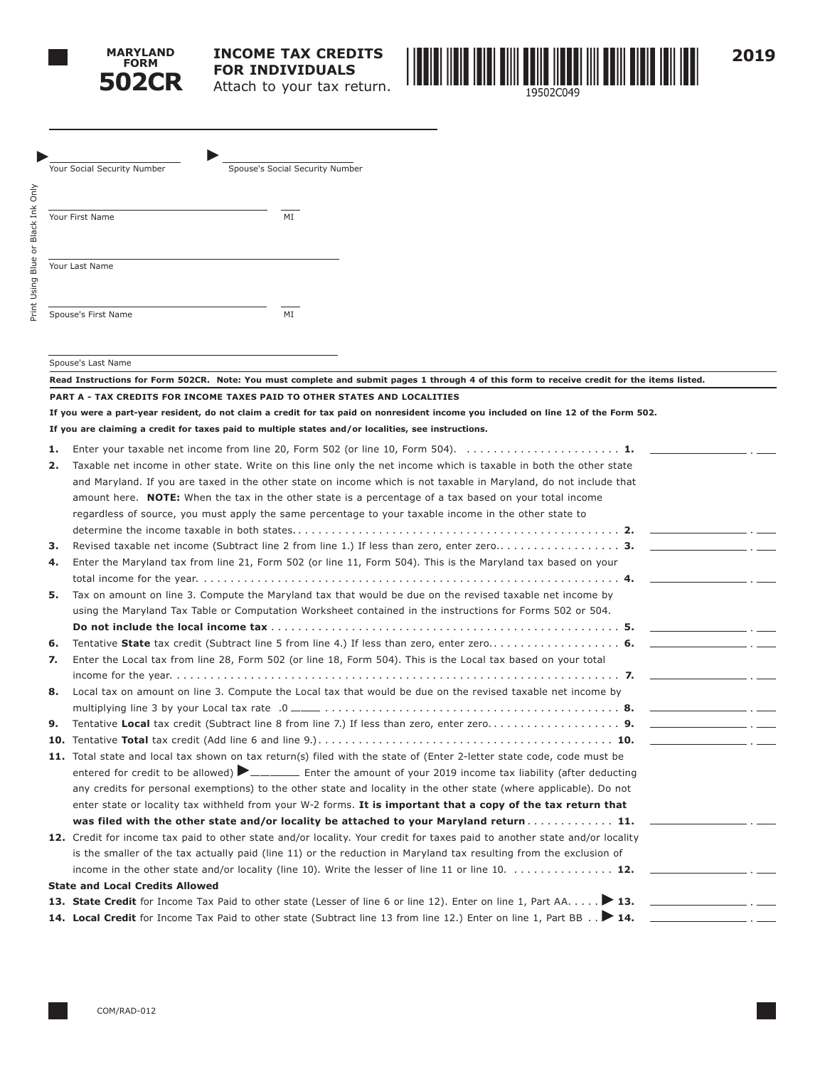**MARYLAND FORM 502CR**

# INCOME TAX CREDITS FOR INDIVIDUALS

Attach to your tax return.

19502C049

**2019**

Your Social Security Number

Spouse's Social Security Number

Your First Name MI

Your Last Name

Spouse's First Name MI

Spouse's Last Name

Print Using Blue or Black Ink Only

**Read Instructions for Form 502CR. Note: You must complete and submit pages 1 through 4 of this form to receive credit for the items listed.**

**PART A - TAX CREDITS FOR INCOME TAXES PAID TO OTHER STATES AND LOCALITIES**

**If you were a part-year resident, do not claim a credit for tax paid on nonresident income you included on line 12 of the Form 502.**

**If you are claiming a credit for taxes paid to multiple states and/or localities, see instructions.**

1. Enter your taxable net income from line 20, Form 502 (or line 10, Form 504). . . . . . . . . . . . . . . . . . . . . . . . **1.** ________ . ____
2. Taxable net income in other state. Write on this line only the net income which is taxable in both the other state and Maryland. If you are taxed in the other state on income which is not taxable in Maryland, do not include that amount here. **NOTE:** When the tax in the other state is a percentage of a tax based on your total income regardless of source, you must apply the same percentage to your taxable income in the other state to determine the income taxable in both states. . . . . . . . . . . . . . . . . . . . . . . . . . . . . . . . . . . . . . . . . . . . . . . . . **2.** ________ . ____
3. Revised taxable net income (Subtract line 2 from line 1.) If less than zero, enter zero.. . . . . . . . . . . . . . . . . . **3.** ________ . ____
4. Enter the Maryland tax from line 21, Form 502 (or line 11, Form 504). This is the Maryland tax based on your total income for the year. . . . . . . . . . . . . . . . . . . . . . . . . . . . . . . . . . . . . . . . . . . . . . . . . . . . . . . . . . . . . **4.** ________ . ____
5. Tax on amount on line 3. Compute the Maryland tax that would be due on the revised taxable net income by using the Maryland Tax Table or Computation Worksheet contained in the instructions for Forms 502 or 504. **Do not include the local income tax** . . . . . . . . . . . . . . . . . . . . . . . . . . . . . . . . . . . . . . . . . . . . . . . . . . . . **5.** ________ . ____
6. Tentative **State** tax credit (Subtract line 5 from line 4.) If less than zero, enter zero. . . . . . . . . . . . . . . . . . . . **6.** ________ . ____
7. Enter the Local tax from line 28, Form 502 (or line 18, Form 504). This is the Local tax based on your total income for the year. . . . . . . . . . . . . . . . . . . . . . . . . . . . . . . . . . . . . . . . . . . . . . . . . . . . . . . . . . . . . . . . . . **7.** ________ . ____
8. Local tax on amount on line 3. Compute the Local tax that would be due on the revised taxable net income by multiplying line 3 by your Local tax rate .0 ____ . . . . . . . . . . . . . . . . . . . . . . . . . . . . . . . . . . . . . . . . . . . . **8.** ________ . ____
9. Tentative **Local** tax credit (Subtract line 8 from line 7.) If less than zero, enter zero. . . . . . . . . . . . . . . . . . . . **9.** ________ . ____
10. Tentative **Total** tax credit (Add line 6 and line 9.) . . . . . . . . . . . . . . . . . . . . . . . . . . . . . . . . . . . . . . . . . . **10.** ________ . ____
11. Total state and local tax shown on tax return(s) filed with the state of (Enter 2-letter state code, code must be entered for credit to be allowed) ▶ ______ Enter the amount of your 2019 income tax liability (after deducting any credits for personal exemptions) to the other state and locality in the other state (where applicable). Do not enter state or locality tax withheld from your W-2 forms. **It is important that a copy of the tax return that was filed with the other state and/or locality be attached to your Maryland return** . . . . . . . . . . . . . **11.** ________ . ____
12. Credit for income tax paid to other state and/or locality. Your credit for taxes paid to another state and/or locality is the smaller of the tax actually paid (line 11) or the reduction in Maryland tax resulting from the exclusion of income in the other state and/or locality (line 10). Write the lesser of line 11 or line 10. . . . . . . . . . . . . . . . **12.** ________ . ____

**State and Local Credits Allowed**

13. **State Credit** for Income Tax Paid to other state (Lesser of line 6 or line 12). Enter on line 1, Part AA. . . . . ▶ **13.** ________ . ____
14. **Local Credit** for Income Tax Paid to other state (Subtract line 13 from line 12.) Enter on line 1, Part BB . . ▶ **14.** ________ . ____

COM/RAD-012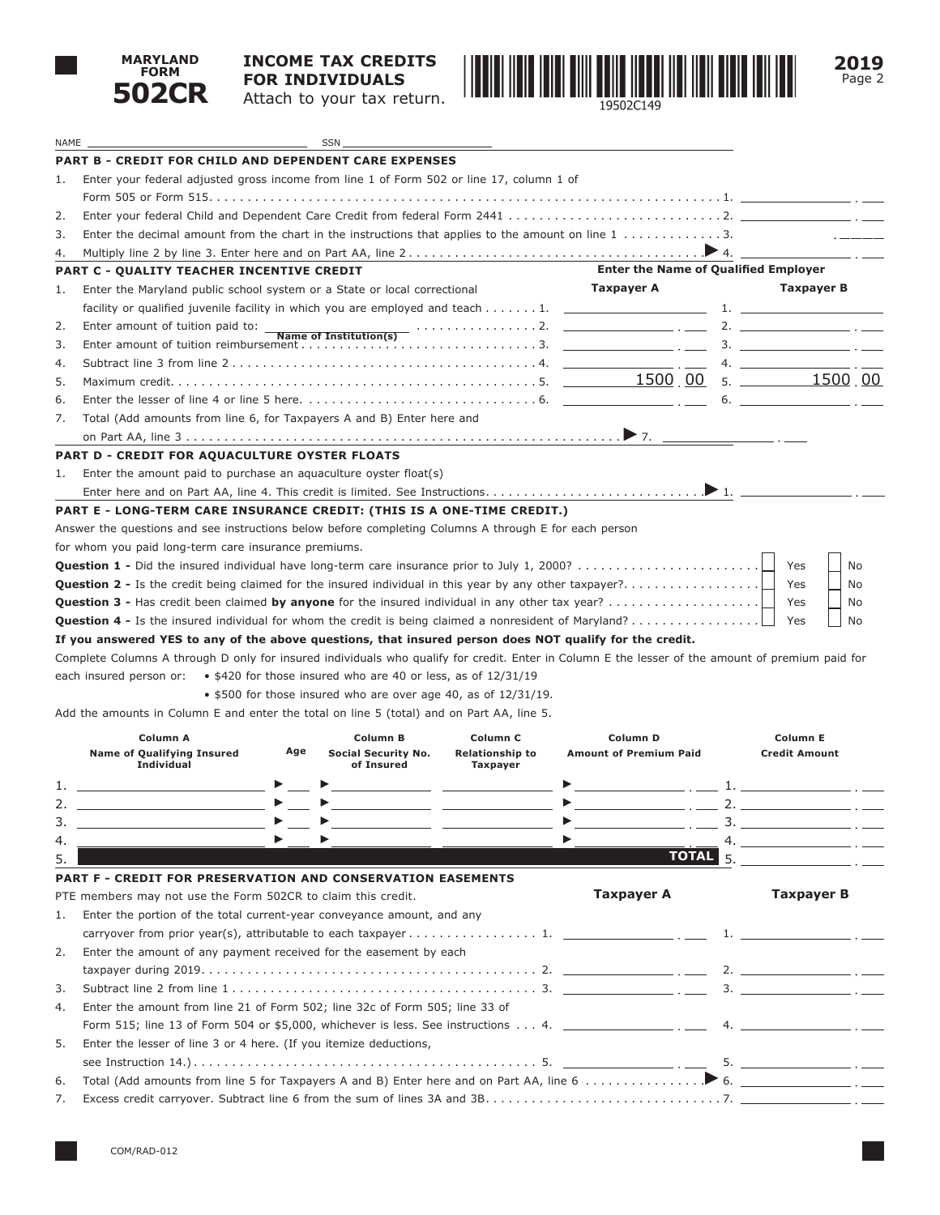# MARYLAND FORM 502CR

## INCOME TAX CREDITS FOR INDIVIDUALS

Attach to your tax return.

19502C149

**2019**

NAME ______________________ SSN ______________________

### PART B - CREDIT FOR CHILD AND DEPENDENT CARE EXPENSES

1. Enter your federal adjusted gross income from line 1 of Form 502 or line 17, column 1 of Form 505 or Form 515. . . . . . . . . . 1. ________ . ___
2. Enter your federal Child and Dependent Care Credit from federal Form 2441 . . . . . . . . . . 2. ________ . ___
3. Enter the decimal amount from the chart in the instructions that applies to the amount on line 1 . . . . . . . . . . 3. . _____
4. Multiply line 2 by line 3. Enter here and on Part AA, line 2 . . . . . . . . . . ▶ 4. ________ . ___

### PART C - QUALITY TEACHER INCENTIVE CREDIT

| | Taxpayer A | Taxpayer B |
|---|---|---|
| | **Enter the Name of Qualified Employer** | |
| 1. Enter the Maryland public school system or a State or local correctional facility or qualified juvenile facility in which you are employed and teach . . . . . . . 1. | | 1. |
| 2. Enter amount of tuition paid to: ______ (Name of Institution(s)) . . . . . . . 2. | . | 2. . |
| 3. Enter amount of tuition reimbursement . . . . . . . 3. | . | 3. . |
| 4. Subtract line 3 from line 2 . . . . . . . 4. | . | 4. . |
| 5. Maximum credit. . . . . . . 5. | 1500 . 00 | 5. 1500 . 00 |
| 6. Enter the lesser of line 4 or line 5 here. . . . . . . 6. | . | 6. . |

7. Total (Add amounts from line 6, for Taxpayers A and B) Enter here and on Part AA, line 3 . . . . . . . . . . ▶ 7. ________ . ___

### PART D - CREDIT FOR AQUACULTURE OYSTER FLOATS

1. Enter the amount paid to purchase an aquaculture oyster float(s)
   Enter here and on Part AA, line 4. This credit is limited. See Instructions. . . . . . . . . . ▶ 1. ________ . ___

### PART E - LONG-TERM CARE INSURANCE CREDIT: (THIS IS A ONE-TIME CREDIT.)

Answer the questions and see instructions below before completing Columns A through E for each person for whom you paid long-term care insurance premiums.

**Question 1 -** Did the insured individual have long-term care insurance prior to July 1, 2000? . . . . . . . . . . ☐ Yes ☐ No

**Question 2 -** Is the credit being claimed for the insured individual in this year by any other taxpayer?. . . . . . . . . . ☐ Yes ☐ No

**Question 3 -** Has credit been claimed **by anyone** for the insured individual in any other tax year? . . . . . . . . . . ☐ Yes ☐ No

**Question 4 -** Is the insured individual for whom the credit is being claimed a nonresident of Maryland? . . . . . . . . . . ☐ Yes ☐ No

**If you answered YES to any of the above questions, that insured person does NOT qualify for the credit.**

Complete Columns A through D only for insured individuals who qualify for credit. Enter in Column E the lesser of the amount of premium paid for each insured person or:
- $420 for those insured who are 40 or less, as of 12/31/19
- $500 for those insured who are over age 40, as of 12/31/19.

Add the amounts in Column E and enter the total on line 5 (total) and on Part AA, line 5.

| | Column A Name of Qualifying Insured Individual | Age | Column B Social Security No. of Insured | Column C Relationship to Taxpayer | Column D Amount of Premium Paid | Column E Credit Amount |
|---|---|---|---|---|---|---|
| 1. | | ▶ | ▶ | | ▶ . | 1. . |
| 2. | | ▶ | ▶ | | ▶ . | 2. . |
| 3. | | ▶ | ▶ | | ▶ . | 3. . |
| 4. | | ▶ | ▶ | | ▶ . | 4. . |
| 5. | | | | | **TOTAL** | 5. . |

### PART F - CREDIT FOR PRESERVATION AND CONSERVATION EASEMENTS

PTE members may not use the Form 502CR to claim this credit.

| | Taxpayer A | Taxpayer B |
|---|---|---|
| 1. Enter the portion of the total current-year conveyance amount, and any carryover from prior year(s), attributable to each taxpayer . . . . . . . 1. | . | 1. . |
| 2. Enter the amount of any payment received for the easement by each taxpayer during 2019. . . . . . . 2. | . | 2. . |
| 3. Subtract line 2 from line 1 . . . . . . . 3. | . | 3. . |
| 4. Enter the amount from line 21 of Form 502; line 32c of Form 505; line 33 of Form 515; line 13 of Form 504 or $5,000, whichever is less. See instructions . . . 4. | . | 4. . |
| 5. Enter the lesser of line 3 or 4 here. (If you itemize deductions, see Instruction 14.). . . . . . . 5. | . | 5. . |

6. Total (Add amounts from line 5 for Taxpayers A and B) Enter here and on Part AA, line 6 . . . . . . . . . . ▶ 6. ________ . ___
7. Excess credit carryover. Subtract line 6 from the sum of lines 3A and 3B. . . . . . . . . . 7. ________ . ___

COM/RAD-012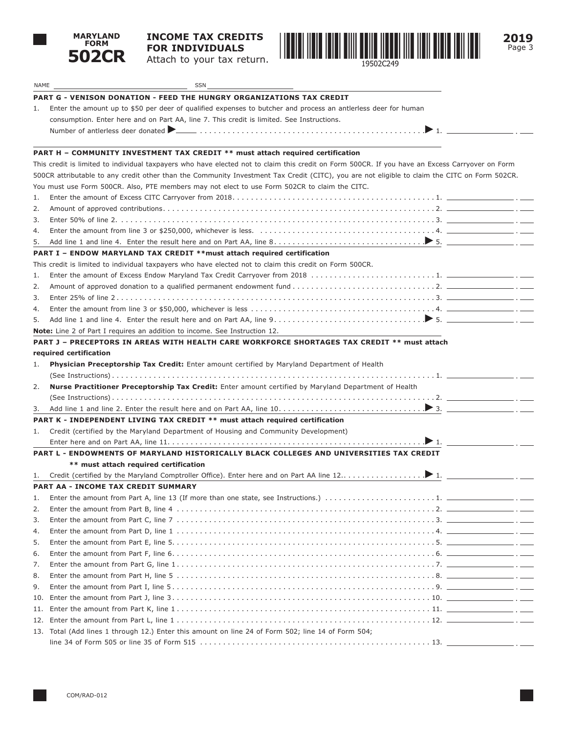**MARYLAND FORM 502CR**

**INCOME TAX CREDITS FOR INDIVIDUALS**

Attach to your tax return.

19502C249

**2019**

NAME _______________ SSN _______________

**PART G - VENISON DONATION - FEED THE HUNGRY ORGANIZATIONS TAX CREDIT**

1. Enter the amount up to $50 per deer of qualified expenses to butcher and process an antlerless deer for human consumption. Enter here and on Part AA, line 7. This credit is limited. See Instructions.
   Number of antlerless deer donated ▶ _____ ........ ▶ 1. _______

**PART H – COMMUNITY INVESTMENT TAX CREDIT ** must attach required certification**

This credit is limited to individual taxpayers who have elected not to claim this credit on Form 500CR. If you have an Excess Carryover on Form 500CR attributable to any credit other than the Community Investment Tax Credit (CITC), you are not eligible to claim the CITC on Form 502CR. You must use Form 500CR. Also, PTE members may not elect to use Form 502CR to claim the CITC.

1. Enter the amount of Excess CITC Carryover from 2018 ........ 1. _______
2. Amount of approved contributions ........ 2. _______
3. Enter 50% of line 2 ........ 3. _______
4. Enter the amount from line 3 or $250,000, whichever is less. ........ 4. _______
5. Add line 1 and line 4. Enter the result here and on Part AA, line 8 ........ ▶ 5. _______

**PART I – ENDOW MARYLAND TAX CREDIT **must attach required certification**

This credit is limited to individual taxpayers who have elected not to claim this credit on Form 500CR.

1. Enter the amount of Excess Endow Maryland Tax Credit Carryover from 2018 ........ 1. _______
2. Amount of approved donation to a qualified permanent endowment fund ........ 2. _______
3. Enter 25% of line 2 ........ 3. _______
4. Enter the amount from line 3 or $50,000, whichever is less ........ 4. _______
5. Add line 1 and line 4. Enter the result here and on Part AA, line 9 ........ ▶ 5. _______

**Note:** Line 2 of Part I requires an addition to income. See Instruction 12.

**PART J – PRECEPTORS IN AREAS WITH HEALTH CARE WORKFORCE SHORTAGES TAX CREDIT ** must attach required certification**

1. **Physician Preceptorship Tax Credit:** Enter amount certified by Maryland Department of Health (See Instructions) ........ 1. _______
2. **Nurse Practitioner Preceptorship Tax Credit:** Enter amount certified by Maryland Department of Health (See Instructions) ........ 2. _______
3. Add line 1 and line 2. Enter the result here and on Part AA, line 10 ........ ▶ 3. _______

**PART K - INDEPENDENT LIVING TAX CREDIT ** must attach required certification**

1. Credit (certified by the Maryland Department of Housing and Community Development)
   Enter here and on Part AA, line 11 ........ ▶ 1. _______

**PART L - ENDOWMENTS OF MARYLAND HISTORICALLY BLACK COLLEGES AND UNIVERSITIES TAX CREDIT ** must attach required certification**

1. Credit (certified by the Maryland Comptroller Office). Enter here and on Part AA line 12 ........ ▶ 1. _______

**PART AA - INCOME TAX CREDIT SUMMARY**

1. Enter the amount from Part A, line 13 (If more than one state, see Instructions.) ........ 1. _______
2. Enter the amount from Part B, line 4 ........ 2. _______
3. Enter the amount from Part C, line 7 ........ 3. _______
4. Enter the amount from Part D, line 1 ........ 4. _______
5. Enter the amount from Part E, line 5 ........ 5. _______
6. Enter the amount from Part F, line 6 ........ 6. _______
7. Enter the amount from Part G, line 1 ........ 7. _______
8. Enter the amount from Part H, line 5 ........ 8. _______
9. Enter the amount from Part I, line 5 ........ 9. _______
10. Enter the amount from Part J, line 3 ........ 10. _______
11. Enter the amount from Part K, line 1 ........ 11. _______
12. Enter the amount from Part L, line 1 ........ 12. _______
13. Total (Add lines 1 through 12.) Enter this amount on line 24 of Form 502; line 14 of Form 504; line 34 of Form 505 or line 35 of Form 515 ........ 13. _______

COM/RAD-012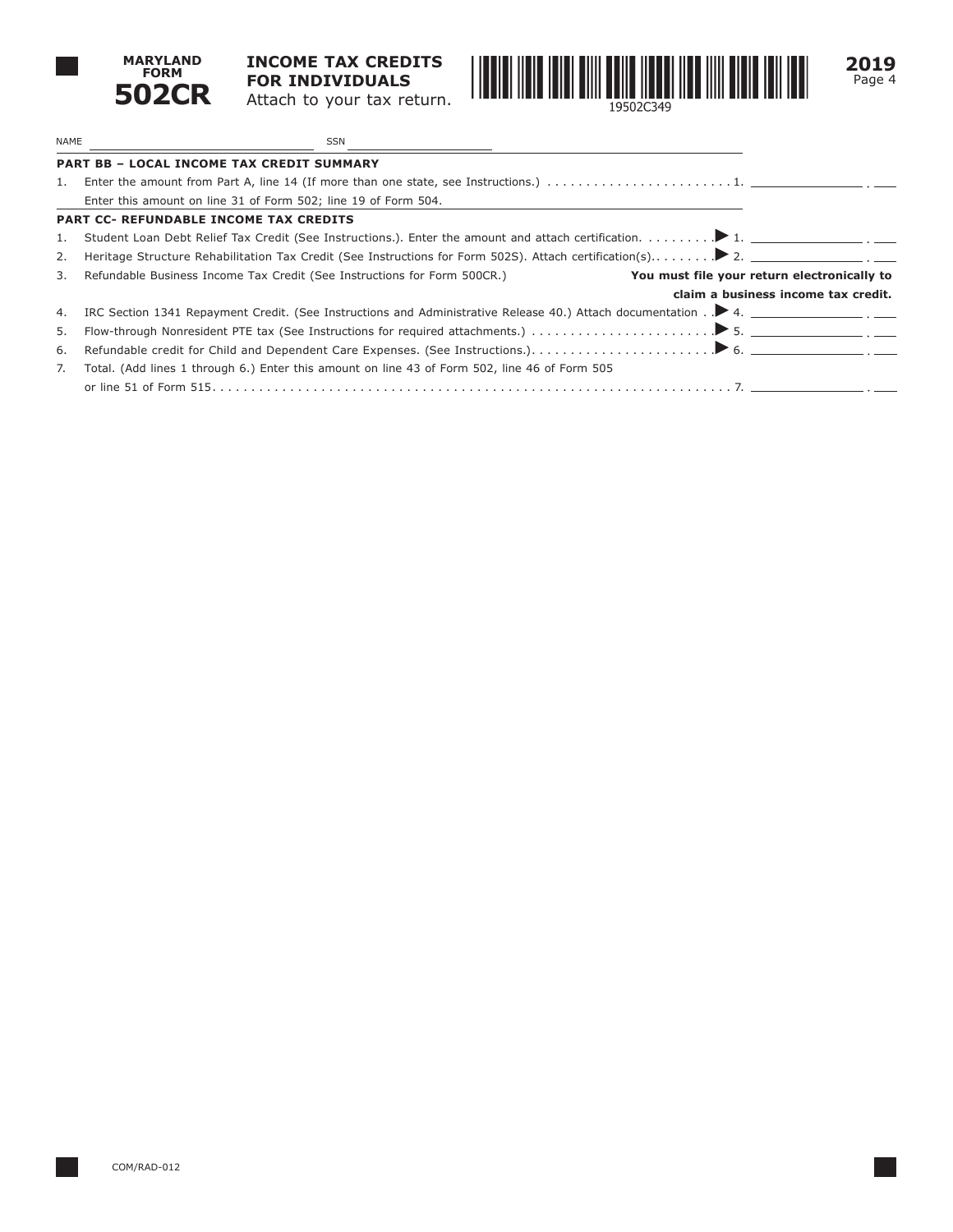**MARYLAND FORM 502CR**

**INCOME TAX CREDITS FOR INDIVIDUALS**

Attach to your tax return.

19502C349

**2019**

NAME ______________________ SSN ______________________

**PART BB – LOCAL INCOME TAX CREDIT SUMMARY**

1. Enter the amount from Part A, line 14 (If more than one state, see Instructions.) . . . . . . . . . . . . . . . . . . . . . . . . 1. ____________ . ___

   Enter this amount on line 31 of Form 502; line 19 of Form 504.

**PART CC- REFUNDABLE INCOME TAX CREDITS**

1. Student Loan Debt Relief Tax Credit (See Instructions.). Enter the amount and attach certification. . . . . . . . . ▶ 1. ____________ . ___
2. Heritage Structure Rehabilitation Tax Credit (See Instructions for Form 502S). Attach certification(s). . . . . . . . ▶ 2. ____________ . ___
3. Refundable Business Income Tax Credit (See Instructions for Form 500CR.) **You must file your return electronically to claim a business income tax credit.**
4. IRC Section 1341 Repayment Credit. (See Instructions and Administrative Release 40.) Attach documentation . . ▶ 4. ____________ . ___
5. Flow-through Nonresident PTE tax (See Instructions for required attachments.) . . . . . . . . . . . . . . . . . . . . . . . ▶ 5. ____________ . ___
6. Refundable credit for Child and Dependent Care Expenses. (See Instructions.). . . . . . . . . . . . . . . . . . . . . . . ▶ 6. ____________ . ___
7. Total. (Add lines 1 through 6.) Enter this amount on line 43 of Form 502, line 46 of Form 505 or line 51 of Form 515. . . . . . . . . . . . . . . . . . . . . . . . . . . . . . . . . . . . . . . . . . . . . . . . . . . . . . . . . . . . . . . . . . . . 7. ____________ . ___

COM/RAD-012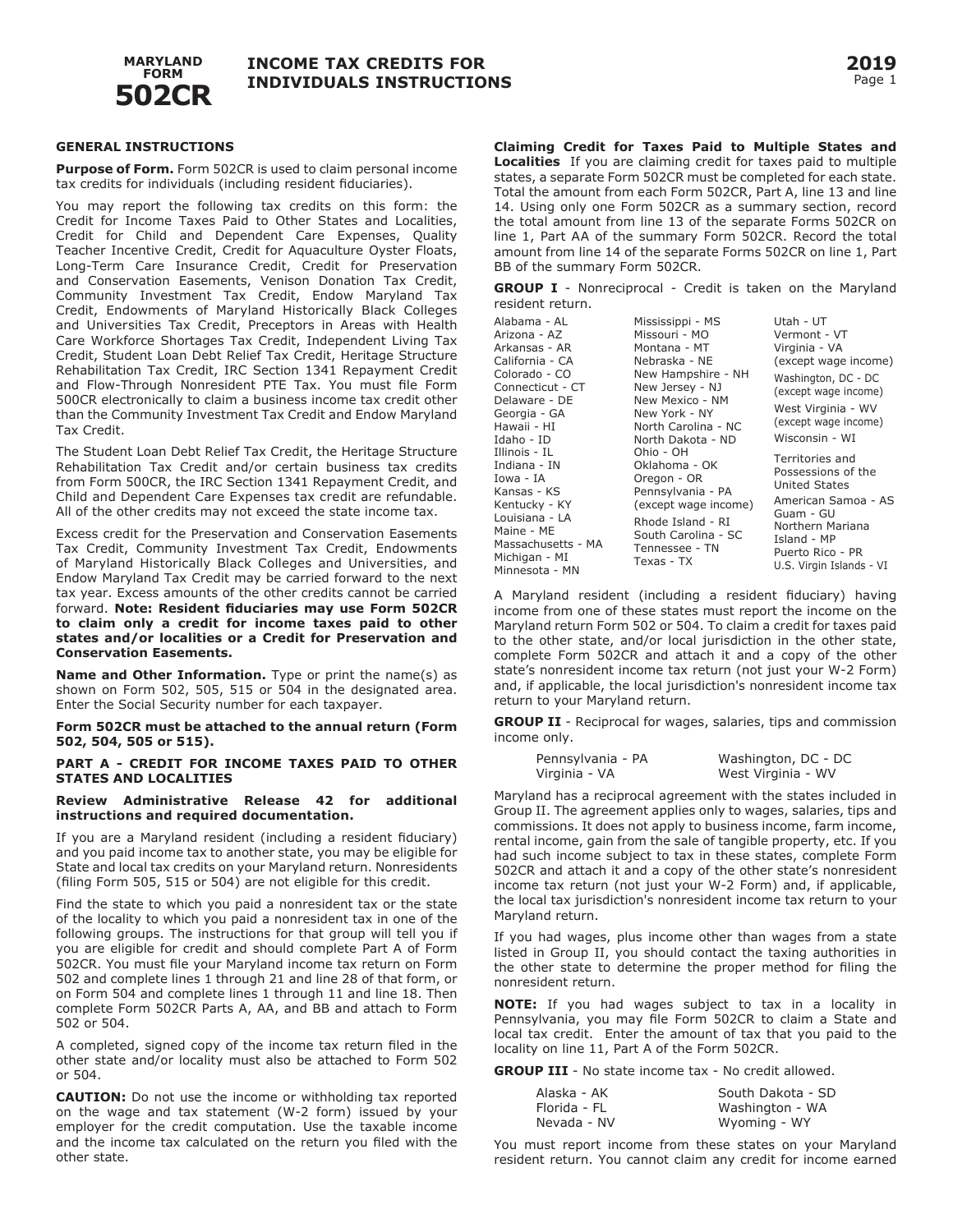# MARYLAND FORM 502CR

## INCOME TAX CREDITS FOR INDIVIDUALS INSTRUCTIONS

**2019**

### GENERAL INSTRUCTIONS

**Purpose of Form.** Form 502CR is used to claim personal income tax credits for individuals (including resident fiduciaries).

You may report the following tax credits on this form: the Credit for Income Taxes Paid to Other States and Localities, Credit for Child and Dependent Care Expenses, Quality Teacher Incentive Credit, Credit for Aquaculture Oyster Floats, Long-Term Care Insurance Credit, Credit for Preservation and Conservation Easements, Venison Donation Tax Credit, Community Investment Tax Credit, Endow Maryland Tax Credit, Endowments of Maryland Historically Black Colleges and Universities Tax Credit, Preceptors in Areas with Health Care Workforce Shortages Tax Credit, Independent Living Tax Credit, Student Loan Debt Relief Tax Credit, Heritage Structure Rehabilitation Tax Credit, IRC Section 1341 Repayment Credit and Flow-Through Nonresident PTE Tax. You must file Form 500CR electronically to claim a business income tax credit other than the Community Investment Tax Credit and Endow Maryland Tax Credit.

The Student Loan Debt Relief Tax Credit, the Heritage Structure Rehabilitation Tax Credit and/or certain business tax credits from Form 500CR, the IRC Section 1341 Repayment Credit, and Child and Dependent Care Expenses tax credit are refundable. All of the other credits may not exceed the state income tax.

Excess credit for the Preservation and Conservation Easements Tax Credit, Community Investment Tax Credit, Endowments of Maryland Historically Black Colleges and Universities, and Endow Maryland Tax Credit may be carried forward to the next tax year. Excess amounts of the other credits cannot be carried forward. **Note: Resident fiduciaries may use Form 502CR to claim only a credit for income taxes paid to other states and/or localities or a Credit for Preservation and Conservation Easements.**

**Name and Other Information.** Type or print the name(s) as shown on Form 502, 505, 515 or 504 in the designated area. Enter the Social Security number for each taxpayer.

**Form 502CR must be attached to the annual return (Form 502, 504, 505 or 515).**

### PART A - CREDIT FOR INCOME TAXES PAID TO OTHER STATES AND LOCALITIES

**Review Administrative Release 42 for additional instructions and required documentation.**

If you are a Maryland resident (including a resident fiduciary) and you paid income tax to another state, you may be eligible for State and local tax credits on your Maryland return. Nonresidents (filing Form 505, 515 or 504) are not eligible for this credit.

Find the state to which you paid a nonresident tax or the state of the locality to which you paid a nonresident tax in one of the following groups. The instructions for that group will tell you if you are eligible for credit and should complete Part A of Form 502CR. You must file your Maryland income tax return on Form 502 and complete lines 1 through 21 and line 28 of that form, or on Form 504 and complete lines 1 through 11 and line 18. Then complete Form 502CR Parts A, AA, and BB and attach to Form 502 or 504.

A completed, signed copy of the income tax return filed in the other state and/or locality must also be attached to Form 502 or 504.

**CAUTION:** Do not use the income or withholding tax reported on the wage and tax statement (W-2 form) issued by your employer for the credit computation. Use the taxable income and the income tax calculated on the return you filed with the other state.

**Claiming Credit for Taxes Paid to Multiple States and Localities** If you are claiming credit for taxes paid to multiple states, a separate Form 502CR must be completed for each state. Total the amount from each Form 502CR, Part A, line 13 and line 14. Using only one Form 502CR as a summary section, record the total amount from line 13 of the separate Forms 502CR on line 1, Part AA of the summary Form 502CR. Record the total amount from line 14 of the separate Forms 502CR on line 1, Part BB of the summary Form 502CR.

**GROUP I** - Nonreciprocal - Credit is taken on the Maryland resident return.

| | | |
|---|---|---|
| Alabama - AL | Mississippi - MS | Utah - UT |
| Arizona - AZ | Missouri - MO | Vermont - VT |
| Arkansas - AR | Montana - MT | Virginia - VA (except wage income) |
| California - CA | Nebraska - NE | Washington, DC - DC (except wage income) |
| Colorado - CO | New Hampshire - NH | West Virginia - WV (except wage income) |
| Connecticut - CT | New Jersey - NJ | Wisconsin - WI |
| Delaware - DE | New Mexico - NM | Territories and Possessions of the United States |
| Georgia - GA | New York - NY | American Samoa - AS |
| Hawaii - HI | North Carolina - NC | Guam - GU |
| Idaho - ID | North Dakota - ND | Northern Mariana Island - MP |
| Illinois - IL | Ohio - OH | Puerto Rico - PR |
| Indiana - IN | Oklahoma - OK | U.S. Virgin Islands - VI |
| Iowa - IA | Oregon - OR | |
| Kansas - KS | Pennsylvania - PA (except wage income) | |
| Kentucky - KY | Rhode Island - RI | |
| Louisiana - LA | South Carolina - SC | |
| Maine - ME | Tennessee - TN | |
| Massachusetts - MA | Texas - TX | |
| Michigan - MI | | |
| Minnesota - MN | | |

A Maryland resident (including a resident fiduciary) having income from one of these states must report the income on the Maryland return Form 502 or 504. To claim a credit for taxes paid to the other state, and/or local jurisdiction in the other state, complete Form 502CR and attach it and a copy of the other state's nonresident income tax return (not just your W-2 Form) and, if applicable, the local jurisdiction's nonresident income tax return to your Maryland return.

**GROUP II** - Reciprocal for wages, salaries, tips and commission income only.

| | |
|---|---|
| Pennsylvania - PA | Washington, DC - DC |
| Virginia - VA | West Virginia - WV |

Maryland has a reciprocal agreement with the states included in Group II. The agreement applies only to wages, salaries, tips and commissions. It does not apply to business income, farm income, rental income, gain from the sale of tangible property, etc. If you had such income subject to tax in these states, complete Form 502CR and attach it and a copy of the other state's nonresident income tax return (not just your W-2 Form) and, if applicable, the local tax jurisdiction's nonresident income tax return to your Maryland return.

If you had wages, plus income other than wages from a state listed in Group II, you should contact the taxing authorities in the other state to determine the proper method for filing the nonresident return.

**NOTE:** If you had wages subject to tax in a locality in Pennsylvania, you may file Form 502CR to claim a State and local tax credit. Enter the amount of tax that you paid to the locality on line 11, Part A of the Form 502CR.

**GROUP III** - No state income tax - No credit allowed.

| | |
|---|---|
| Alaska - AK | South Dakota - SD |
| Florida - FL | Washington - WA |
| Nevada - NV | Wyoming - WY |

You must report income from these states on your Maryland resident return. You cannot claim any credit for income earned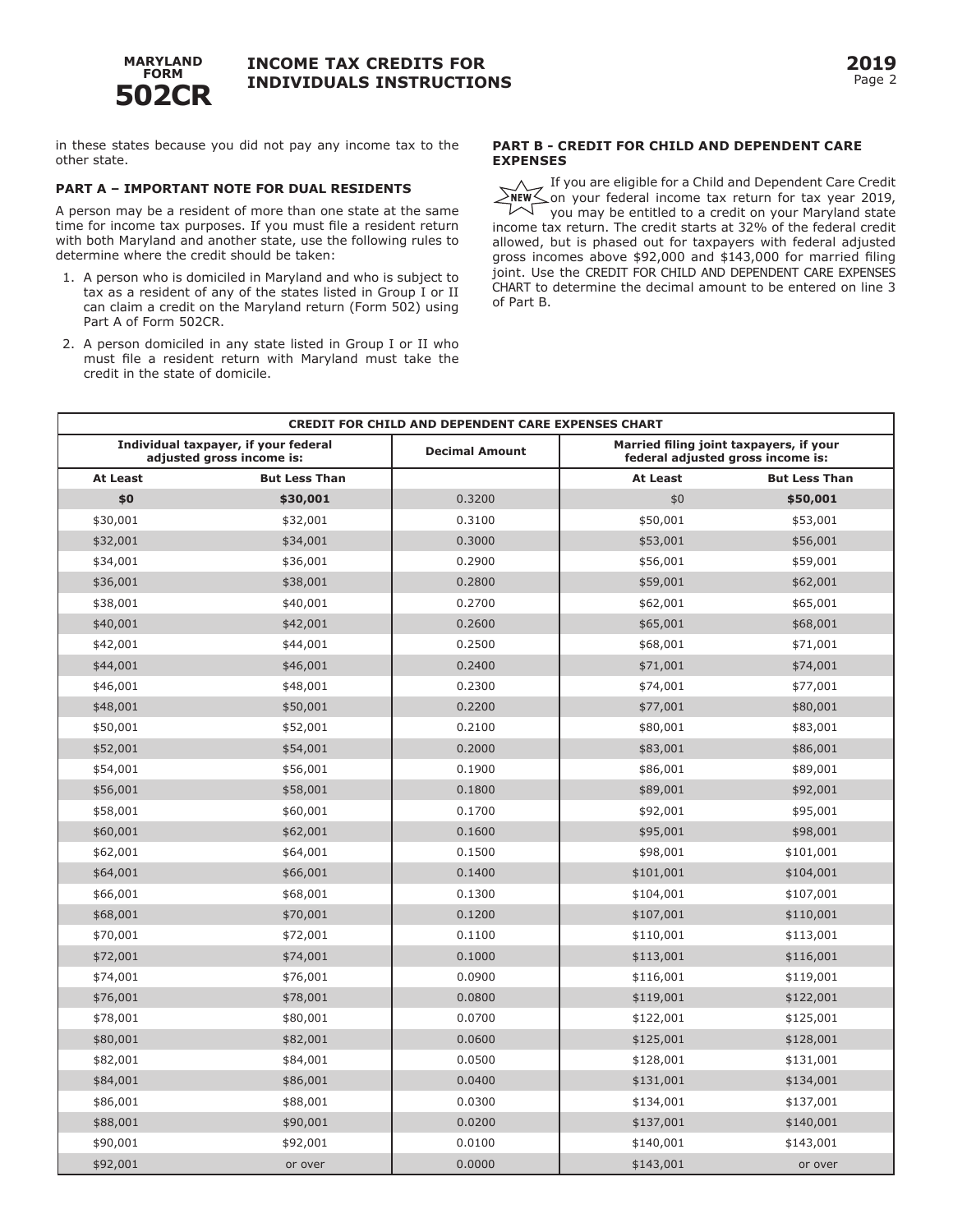in these states because you did not pay any income tax to the other state.

### PART A – IMPORTANT NOTE FOR DUAL RESIDENTS

A person may be a resident of more than one state at the same time for income tax purposes. If you must file a resident return with both Maryland and another state, use the following rules to determine where the credit should be taken:

1. A person who is domiciled in Maryland and who is subject to tax as a resident of any of the states listed in Group I or II can claim a credit on the Maryland return (Form 502) using Part A of Form 502CR.
2. A person domiciled in any state listed in Group I or II who must file a resident return with Maryland must take the credit in the state of domicile.

### PART B - CREDIT FOR CHILD AND DEPENDENT CARE EXPENSES

NEW If you are eligible for a Child and Dependent Care Credit on your federal income tax return for tax year 2019, you may be entitled to a credit on your Maryland state income tax return. The credit starts at 32% of the federal credit allowed, but is phased out for taxpayers with federal adjusted gross incomes above $92,000 and $143,000 for married filing joint. Use the CREDIT FOR CHILD AND DEPENDENT CARE EXPENSES CHART to determine the decimal amount to be entered on line 3 of Part B.

**CREDIT FOR CHILD AND DEPENDENT CARE EXPENSES CHART**

| Individual taxpayer, if your federal adjusted gross income is: | | Decimal Amount | Married filing joint taxpayers, if your federal adjusted gross income is: | |
|---|---|---|---|---|
| **At Least** | **But Less Than** | | **At Least** | **But Less Than** |
| **$0** | **$30,001** | 0.3200 | $0 | **$50,001** |
| $30,001 | $32,001 | 0.3100 | $50,001 | $53,001 |
| $32,001 | $34,001 | 0.3000 | $53,001 | $56,001 |
| $34,001 | $36,001 | 0.2900 | $56,001 | $59,001 |
| $36,001 | $38,001 | 0.2800 | $59,001 | $62,001 |
| $38,001 | $40,001 | 0.2700 | $62,001 | $65,001 |
| $40,001 | $42,001 | 0.2600 | $65,001 | $68,001 |
| $42,001 | $44,001 | 0.2500 | $68,001 | $71,001 |
| $44,001 | $46,001 | 0.2400 | $71,001 | $74,001 |
| $46,001 | $48,001 | 0.2300 | $74,001 | $77,001 |
| $48,001 | $50,001 | 0.2200 | $77,001 | $80,001 |
| $50,001 | $52,001 | 0.2100 | $80,001 | $83,001 |
| $52,001 | $54,001 | 0.2000 | $83,001 | $86,001 |
| $54,001 | $56,001 | 0.1900 | $86,001 | $89,001 |
| $56,001 | $58,001 | 0.1800 | $89,001 | $92,001 |
| $58,001 | $60,001 | 0.1700 | $92,001 | $95,001 |
| $60,001 | $62,001 | 0.1600 | $95,001 | $98,001 |
| $62,001 | $64,001 | 0.1500 | $98,001 | $101,001 |
| $64,001 | $66,001 | 0.1400 | $101,001 | $104,001 |
| $66,001 | $68,001 | 0.1300 | $104,001 | $107,001 |
| $68,001 | $70,001 | 0.1200 | $107,001 | $110,001 |
| $70,001 | $72,001 | 0.1100 | $110,001 | $113,001 |
| $72,001 | $74,001 | 0.1000 | $113,001 | $116,001 |
| $74,001 | $76,001 | 0.0900 | $116,001 | $119,001 |
| $76,001 | $78,001 | 0.0800 | $119,001 | $122,001 |
| $78,001 | $80,001 | 0.0700 | $122,001 | $125,001 |
| $80,001 | $82,001 | 0.0600 | $125,001 | $128,001 |
| $82,001 | $84,001 | 0.0500 | $128,001 | $131,001 |
| $84,001 | $86,001 | 0.0400 | $131,001 | $134,001 |
| $86,001 | $88,001 | 0.0300 | $134,001 | $137,001 |
| $88,001 | $90,001 | 0.0200 | $137,001 | $140,001 |
| $90,001 | $92,001 | 0.0100 | $140,001 | $143,001 |
| $92,001 | or over | 0.0000 | $143,001 | or over |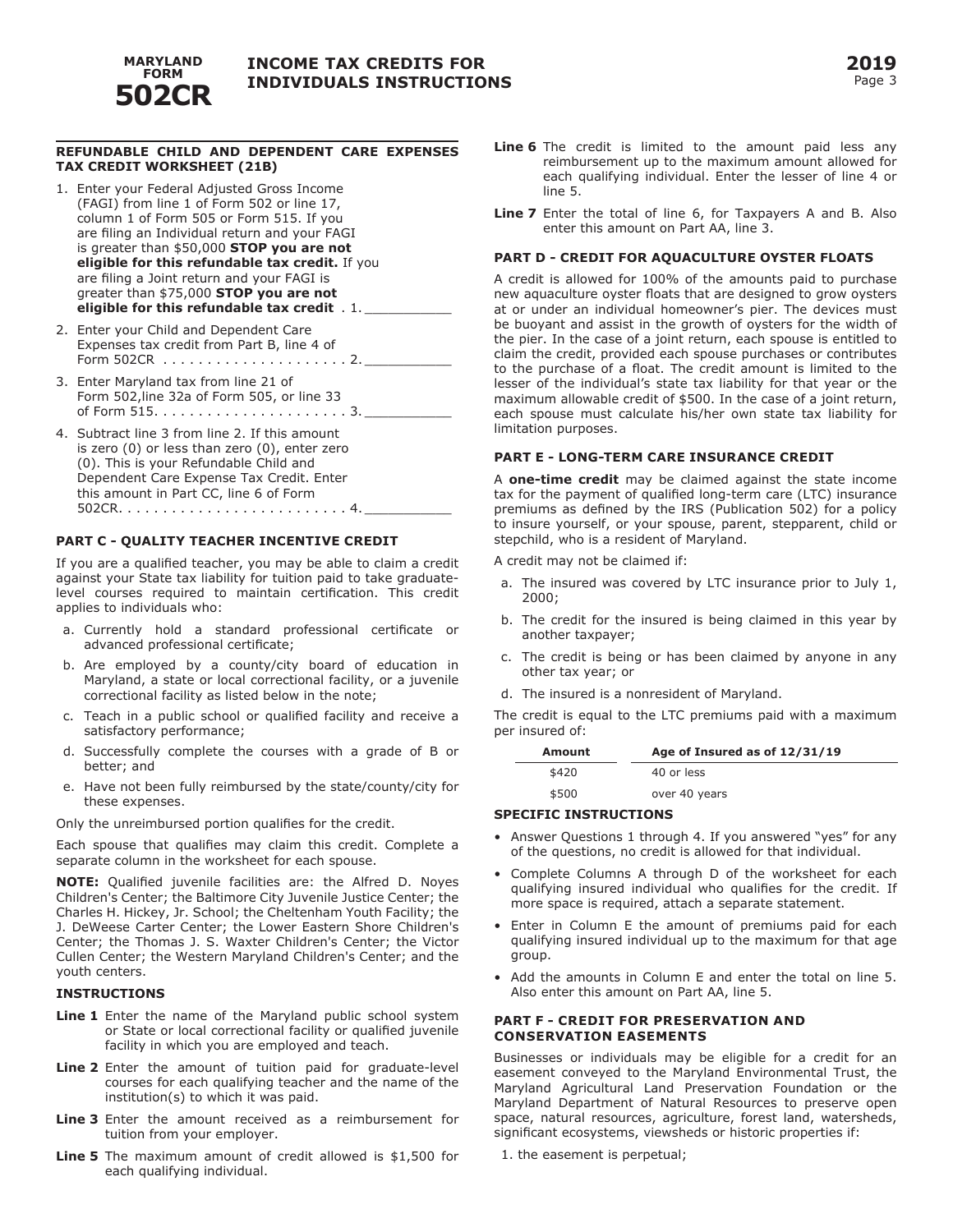# MARYLAND FORM 502CR

## INCOME TAX CREDITS FOR INDIVIDUALS INSTRUCTIONS

### REFUNDABLE CHILD AND DEPENDENT CARE EXPENSES TAX CREDIT WORKSHEET (21B)

1. Enter your Federal Adjusted Gross Income (FAGI) from line 1 of Form 502 or line 17, column 1 of Form 505 or Form 515. If you are filing an Individual return and your FAGI is greater than $50,000 **STOP you are not eligible for this refundable tax credit.** If you are filing a Joint return and your FAGI is greater than $75,000 **STOP you are not eligible for this refundable tax credit** . 1. ___________
2. Enter your Child and Dependent Care Expenses tax credit from Part B, line 4 of Form 502CR . . . . . . . . . . . . . . . . . . . . . 2. ___________
3. Enter Maryland tax from line 21 of Form 502,line 32a of Form 505, or line 33 of Form 515. . . . . . . . . . . . . . . . . . . . . . 3. ___________
4. Subtract line 3 from line 2. If this amount is zero (0) or less than zero (0), enter zero (0). This is your Refundable Child and Dependent Care Expense Tax Credit. Enter this amount in Part CC, line 6 of Form 502CR. . . . . . . . . . . . . . . . . . . . . . . . . . 4. ___________

### PART C - QUALITY TEACHER INCENTIVE CREDIT

If you are a qualified teacher, you may be able to claim a credit against your State tax liability for tuition paid to take graduate-level courses required to maintain certification. This credit applies to individuals who:

a. Currently hold a standard professional certificate or advanced professional certificate;
b. Are employed by a county/city board of education in Maryland, a state or local correctional facility, or a juvenile correctional facility as listed below in the note;
c. Teach in a public school or qualified facility and receive a satisfactory performance;
d. Successfully complete the courses with a grade of B or better; and
e. Have not been fully reimbursed by the state/county/city for these expenses.

Only the unreimbursed portion qualifies for the credit.

Each spouse that qualifies may claim this credit. Complete a separate column in the worksheet for each spouse.

**NOTE:** Qualified juvenile facilities are: the Alfred D. Noyes Children's Center; the Baltimore City Juvenile Justice Center; the Charles H. Hickey, Jr. School; the Cheltenham Youth Facility; the J. DeWeese Carter Center; the Lower Eastern Shore Children's Center; the Thomas J. S. Waxter Children's Center; the Victor Cullen Center; the Western Maryland Children's Center; and the youth centers.

#### INSTRUCTIONS

**Line 1** Enter the name of the Maryland public school system or State or local correctional facility or qualified juvenile facility in which you are employed and teach.

**Line 2** Enter the amount of tuition paid for graduate-level courses for each qualifying teacher and the name of the institution(s) to which it was paid.

**Line 3** Enter the amount received as a reimbursement for tuition from your employer.

**Line 5** The maximum amount of credit allowed is $1,500 for each qualifying individual.

**Line 6** The credit is limited to the amount paid less any reimbursement up to the maximum amount allowed for each qualifying individual. Enter the lesser of line 4 or line 5.

**Line 7** Enter the total of line 6, for Taxpayers A and B. Also enter this amount on Part AA, line 3.

### PART D - CREDIT FOR AQUACULTURE OYSTER FLOATS

A credit is allowed for 100% of the amounts paid to purchase new aquaculture oyster floats that are designed to grow oysters at or under an individual homeowner's pier. The devices must be buoyant and assist in the growth of oysters for the width of the pier. In the case of a joint return, each spouse is entitled to claim the credit, provided each spouse purchases or contributes to the purchase of a float. The credit amount is limited to the lesser of the individual's state tax liability for that year or the maximum allowable credit of $500. In the case of a joint return, each spouse must calculate his/her own state tax liability for limitation purposes.

### PART E - LONG-TERM CARE INSURANCE CREDIT

A **one-time credit** may be claimed against the state income tax for the payment of qualified long-term care (LTC) insurance premiums as defined by the IRS (Publication 502) for a policy to insure yourself, or your spouse, parent, stepparent, child or stepchild, who is a resident of Maryland.

A credit may not be claimed if:

a. The insured was covered by LTC insurance prior to July 1, 2000;
b. The credit for the insured is being claimed in this year by another taxpayer;
c. The credit is being or has been claimed by anyone in any other tax year; or
d. The insured is a nonresident of Maryland.

The credit is equal to the LTC premiums paid with a maximum per insured of:

| Amount | Age of Insured as of 12/31/19 |
|---|---|
| $420 | 40 or less |
| $500 | over 40 years |

#### SPECIFIC INSTRUCTIONS

- Answer Questions 1 through 4. If you answered "yes" for any of the questions, no credit is allowed for that individual.
- Complete Columns A through D of the worksheet for each qualifying insured individual who qualifies for the credit. If more space is required, attach a separate statement.
- Enter in Column E the amount of premiums paid for each qualifying insured individual up to the maximum for that age group.
- Add the amounts in Column E and enter the total on line 5. Also enter this amount on Part AA, line 5.

### PART F - CREDIT FOR PRESERVATION AND CONSERVATION EASEMENTS

Businesses or individuals may be eligible for a credit for an easement conveyed to the Maryland Environmental Trust, the Maryland Agricultural Land Preservation Foundation or the Maryland Department of Natural Resources to preserve open space, natural resources, agriculture, forest land, watersheds, significant ecosystems, viewsheds or historic properties if:

1. the easement is perpetual;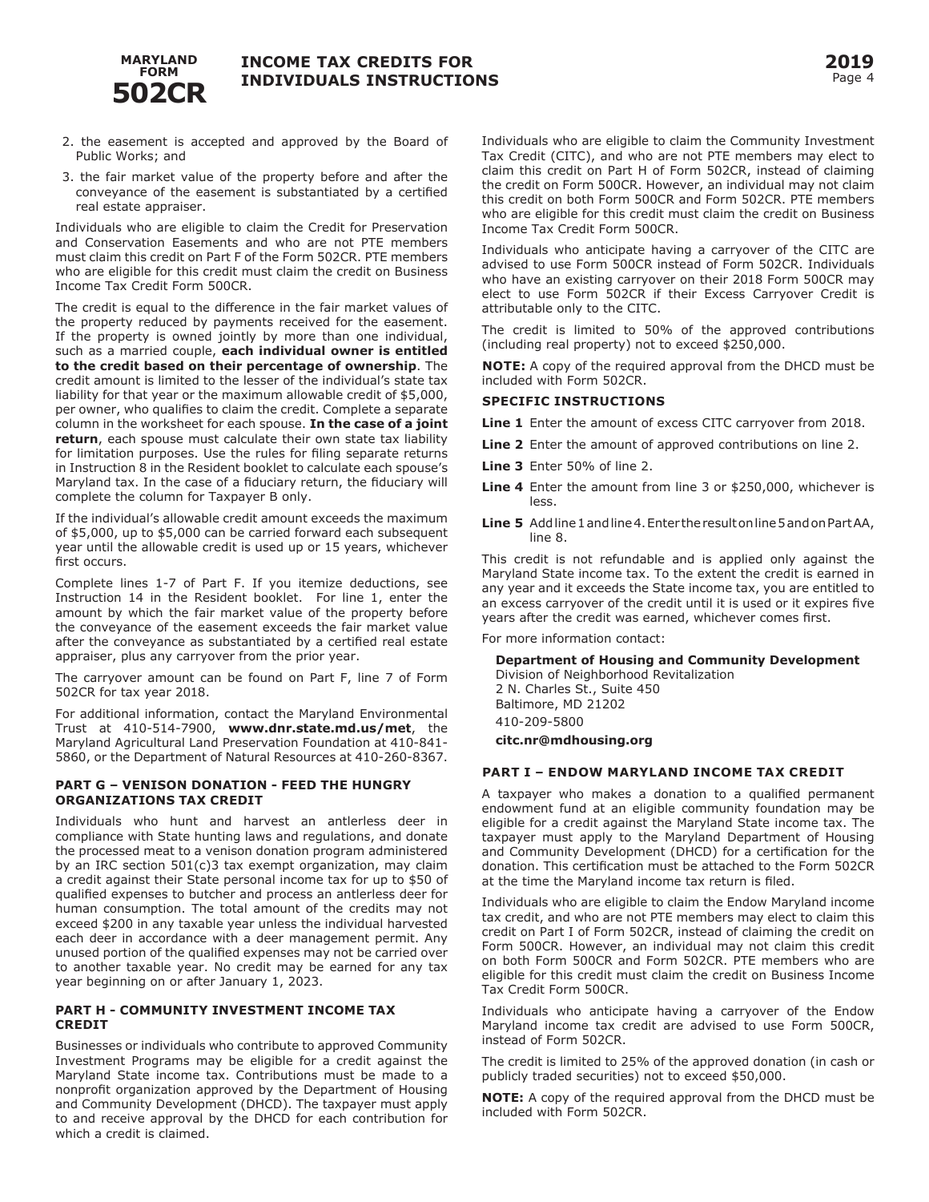2. the easement is accepted and approved by the Board of Public Works; and
3. the fair market value of the property before and after the conveyance of the easement is substantiated by a certified real estate appraiser.

Individuals who are eligible to claim the Credit for Preservation and Conservation Easements and who are not PTE members must claim this credit on Part F of the Form 502CR. PTE members who are eligible for this credit must claim the credit on Business Income Tax Credit Form 500CR.

The credit is equal to the difference in the fair market values of the property reduced by payments received for the easement. If the property is owned jointly by more than one individual, such as a married couple, **each individual owner is entitled to the credit based on their percentage of ownership**. The credit amount is limited to the lesser of the individual's state tax liability for that year or the maximum allowable credit of $5,000, per owner, who qualifies to claim the credit. Complete a separate column in the worksheet for each spouse. **In the case of a joint return**, each spouse must calculate their own state tax liability for limitation purposes. Use the rules for filing separate returns in Instruction 8 in the Resident booklet to calculate each spouse's Maryland tax. In the case of a fiduciary return, the fiduciary will complete the column for Taxpayer B only.

If the individual's allowable credit amount exceeds the maximum of $5,000, up to $5,000 can be carried forward each subsequent year until the allowable credit is used up or 15 years, whichever first occurs.

Complete lines 1-7 of Part F. If you itemize deductions, see Instruction 14 in the Resident booklet. For line 1, enter the amount by which the fair market value of the property before the conveyance of the easement exceeds the fair market value after the conveyance as substantiated by a certified real estate appraiser, plus any carryover from the prior year.

The carryover amount can be found on Part F, line 7 of Form 502CR for tax year 2018.

For additional information, contact the Maryland Environmental Trust at 410-514-7900, **www.dnr.state.md.us/met**, the Maryland Agricultural Land Preservation Foundation at 410-841-5860, or the Department of Natural Resources at 410-260-8367.

### PART G – VENISON DONATION - FEED THE HUNGRY ORGANIZATIONS TAX CREDIT

Individuals who hunt and harvest an antlerless deer in compliance with State hunting laws and regulations, and donate the processed meat to a venison donation program administered by an IRC section 501(c)3 tax exempt organization, may claim a credit against their State personal income tax for up to $50 of qualified expenses to butcher and process an antlerless deer for human consumption. The total amount of the credits may not exceed $200 in any taxable year unless the individual harvested each deer in accordance with a deer management permit. Any unused portion of the qualified expenses may not be carried over to another taxable year. No credit may be earned for any tax year beginning on or after January 1, 2023.

### PART H - COMMUNITY INVESTMENT INCOME TAX CREDIT

Businesses or individuals who contribute to approved Community Investment Programs may be eligible for a credit against the Maryland State income tax. Contributions must be made to a nonprofit organization approved by the Department of Housing and Community Development (DHCD). The taxpayer must apply to and receive approval by the DHCD for each contribution for which a credit is claimed.

Individuals who are eligible to claim the Community Investment Tax Credit (CITC), and who are not PTE members may elect to claim this credit on Part H of Form 502CR, instead of claiming the credit on Form 500CR. However, an individual may not claim this credit on both Form 500CR and Form 502CR. PTE members who are eligible for this credit must claim the credit on Business Income Tax Credit Form 500CR.

Individuals who anticipate having a carryover of the CITC are advised to use Form 500CR instead of Form 502CR. Individuals who have an existing carryover on their 2018 Form 500CR may elect to use Form 502CR if their Excess Carryover Credit is attributable only to the CITC.

The credit is limited to 50% of the approved contributions (including real property) not to exceed $250,000.

**NOTE:** A copy of the required approval from the DHCD must be included with Form 502CR.

#### SPECIFIC INSTRUCTIONS

**Line 1** Enter the amount of excess CITC carryover from 2018.

**Line 2** Enter the amount of approved contributions on line 2.

**Line 3** Enter 50% of line 2.

**Line 4** Enter the amount from line 3 or $250,000, whichever is less.

**Line 5** Add line 1 and line 4. Enter the result on line 5 and on Part AA, line 8.

This credit is not refundable and is applied only against the Maryland State income tax. To the extent the credit is earned in any year and it exceeds the State income tax, you are entitled to an excess carryover of the credit until it is used or it expires five years after the credit was earned, whichever comes first.

For more information contact:

**Department of Housing and Community Development**
Division of Neighborhood Revitalization
2 N. Charles St., Suite 450
Baltimore, MD 21202
410-209-5800
**citc.nr@mdhousing.org**

### PART I – ENDOW MARYLAND INCOME TAX CREDIT

A taxpayer who makes a donation to a qualified permanent endowment fund at an eligible community foundation may be eligible for a credit against the Maryland State income tax. The taxpayer must apply to the Maryland Department of Housing and Community Development (DHCD) for a certification for the donation. This certification must be attached to the Form 502CR at the time the Maryland income tax return is filed.

Individuals who are eligible to claim the Endow Maryland income tax credit, and who are not PTE members may elect to claim this credit on Part I of Form 502CR, instead of claiming the credit on Form 500CR. However, an individual may not claim this credit on both Form 500CR and Form 502CR. PTE members who are eligible for this credit must claim the credit on Business Income Tax Credit Form 500CR.

Individuals who anticipate having a carryover of the Endow Maryland income tax credit are advised to use Form 500CR, instead of Form 502CR.

The credit is limited to 25% of the approved donation (in cash or publicly traded securities) not to exceed $50,000.

**NOTE:** A copy of the required approval from the DHCD must be included with Form 502CR.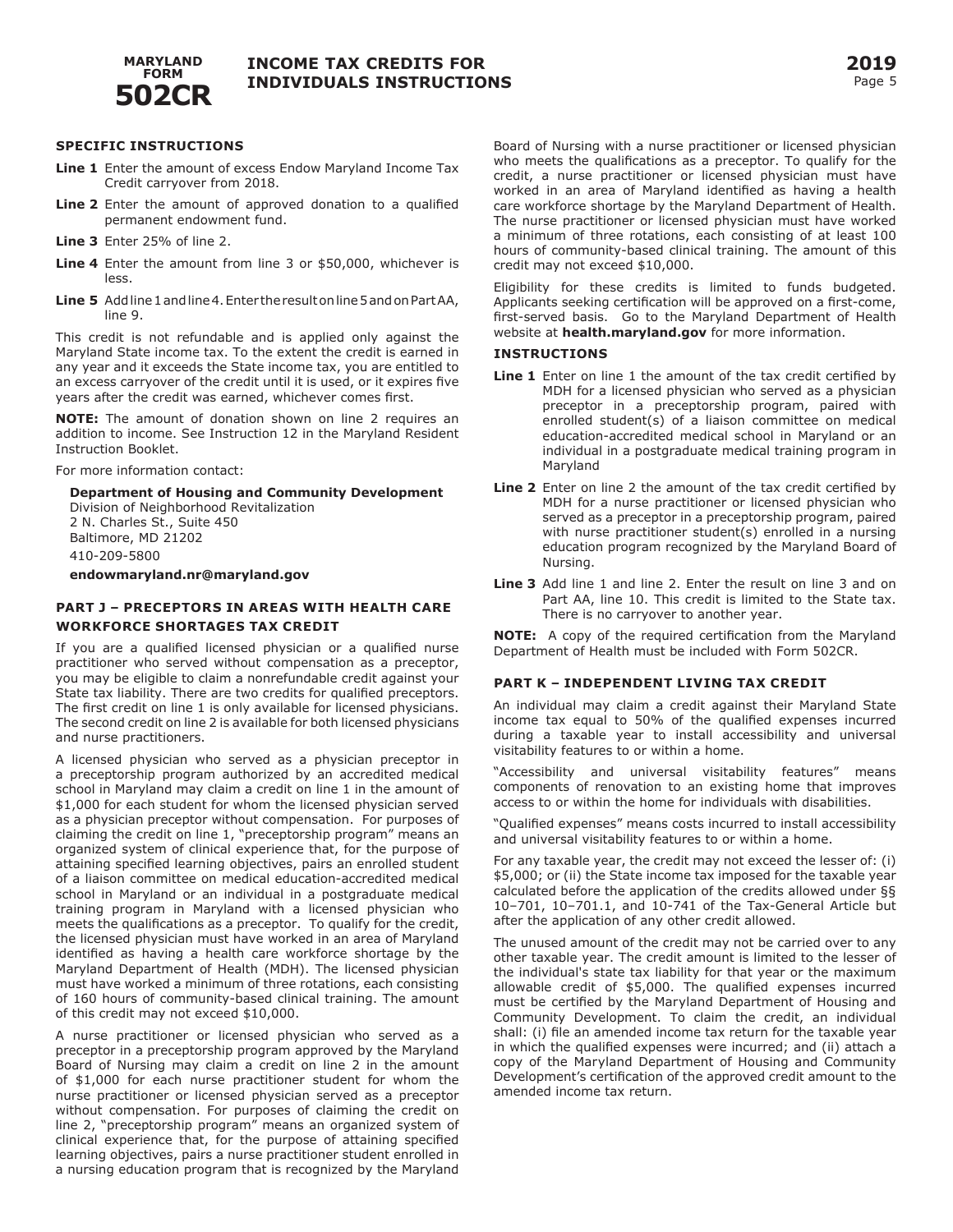### SPECIFIC INSTRUCTIONS

**Line 1** Enter the amount of excess Endow Maryland Income Tax Credit carryover from 2018.

**Line 2** Enter the amount of approved donation to a qualified permanent endowment fund.

**Line 3** Enter 25% of line 2.

**Line 4** Enter the amount from line 3 or $50,000, whichever is less.

**Line 5** Add line 1 and line 4. Enter the result on line 5 and on Part AA, line 9.

This credit is not refundable and is applied only against the Maryland State income tax. To the extent the credit is earned in any year and it exceeds the State income tax, you are entitled to an excess carryover of the credit until it is used, or it expires five years after the credit was earned, whichever comes first.

**NOTE:** The amount of donation shown on line 2 requires an addition to income. See Instruction 12 in the Maryland Resident Instruction Booklet.

For more information contact:

**Department of Housing and Community Development**
Division of Neighborhood Revitalization
2 N. Charles St., Suite 450
Baltimore, MD 21202
410-209-5800

**endowmaryland.nr@maryland.gov**

## PART J – PRECEPTORS IN AREAS WITH HEALTH CARE WORKFORCE SHORTAGES TAX CREDIT

If you are a qualified licensed physician or a qualified nurse practitioner who served without compensation as a preceptor, you may be eligible to claim a nonrefundable credit against your State tax liability. There are two credits for qualified preceptors. The first credit on line 1 is only available for licensed physicians. The second credit on line 2 is available for both licensed physicians and nurse practitioners.

A licensed physician who served as a physician preceptor in a preceptorship program authorized by an accredited medical school in Maryland may claim a credit on line 1 in the amount of $1,000 for each student for whom the licensed physician served as a physician preceptor without compensation. For purposes of claiming the credit on line 1, "preceptorship program" means an organized system of clinical experience that, for the purpose of attaining specified learning objectives, pairs an enrolled student of a liaison committee on medical education-accredited medical school in Maryland or an individual in a postgraduate medical training program in Maryland with a licensed physician who meets the qualifications as a preceptor. To qualify for the credit, the licensed physician must have worked in an area of Maryland identified as having a health care workforce shortage by the Maryland Department of Health (MDH). The licensed physician must have worked a minimum of three rotations, each consisting of 160 hours of community-based clinical training. The amount of this credit may not exceed $10,000.

A nurse practitioner or licensed physician who served as a preceptor in a preceptorship program approved by the Maryland Board of Nursing may claim a credit on line 2 in the amount of $1,000 for each nurse practitioner student for whom the nurse practitioner or licensed physician served as a preceptor without compensation. For purposes of claiming the credit on line 2, "preceptorship program" means an organized system of clinical experience that, for the purpose of attaining specified learning objectives, pairs a nurse practitioner student enrolled in a nursing education program that is recognized by the Maryland Board of Nursing with a nurse practitioner or licensed physician who meets the qualifications as a preceptor. To qualify for the credit, a nurse practitioner or licensed physician must have worked in an area of Maryland identified as having a health care workforce shortage by the Maryland Department of Health. The nurse practitioner or licensed physician must have worked a minimum of three rotations, each consisting of at least 100 hours of community-based clinical training. The amount of this credit may not exceed $10,000.

Eligibility for these credits is limited to funds budgeted. Applicants seeking certification will be approved on a first-come, first-served basis. Go to the Maryland Department of Health website at **health.maryland.gov** for more information.

### INSTRUCTIONS

**Line 1** Enter on line 1 the amount of the tax credit certified by MDH for a licensed physician who served as a physician preceptor in a preceptorship program, paired with enrolled student(s) of a liaison committee on medical education-accredited medical school in Maryland or an individual in a postgraduate medical training program in Maryland

**Line 2** Enter on line 2 the amount of the tax credit certified by MDH for a nurse practitioner or licensed physician who served as a preceptor in a preceptorship program, paired with nurse practitioner student(s) enrolled in a nursing education program recognized by the Maryland Board of Nursing.

**Line 3** Add line 1 and line 2. Enter the result on line 3 and on Part AA, line 10. This credit is limited to the State tax. There is no carryover to another year.

**NOTE:** A copy of the required certification from the Maryland Department of Health must be included with Form 502CR.

## PART K – INDEPENDENT LIVING TAX CREDIT

An individual may claim a credit against their Maryland State income tax equal to 50% of the qualified expenses incurred during a taxable year to install accessibility and universal visitability features to or within a home.

"Accessibility and universal visitability features" means components of renovation to an existing home that improves access to or within the home for individuals with disabilities.

"Qualified expenses" means costs incurred to install accessibility and universal visitability features to or within a home.

For any taxable year, the credit may not exceed the lesser of: (i) $5,000; or (ii) the State income tax imposed for the taxable year calculated before the application of the credits allowed under §§ 10–701, 10–701.1, and 10-741 of the Tax-General Article but after the application of any other credit allowed.

The unused amount of the credit may not be carried over to any other taxable year. The credit amount is limited to the lesser of the individual's state tax liability for that year or the maximum allowable credit of $5,000. The qualified expenses incurred must be certified by the Maryland Department of Housing and Community Development. To claim the credit, an individual shall: (i) file an amended income tax return for the taxable year in which the qualified expenses were incurred; and (ii) attach a copy of the Maryland Department of Housing and Community Development's certification of the approved credit amount to the amended income tax return.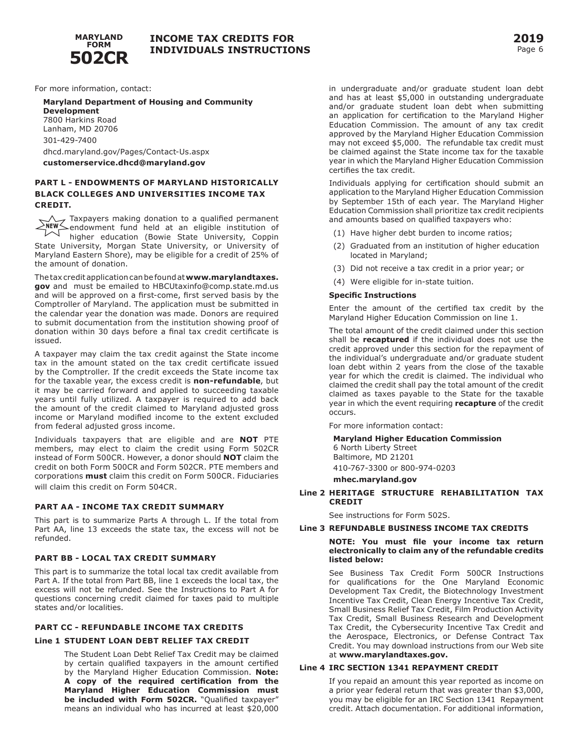For more information, contact:

**Maryland Department of Housing and Community Development**
7800 Harkins Road
Lanham, MD 20706
301-429-7400
dhcd.maryland.gov/Pages/Contact-Us.aspx
**customerservice.dhcd@maryland.gov**

## PART L - ENDOWMENTS OF MARYLAND HISTORICALLY BLACK COLLEGES AND UNIVERSITIES INCOME TAX CREDIT.

NEW Taxpayers making donation to a qualified permanent endowment fund held at an eligible institution of higher education (Bowie State University, Coppin State University, Morgan State University, or University of Maryland Eastern Shore), may be eligible for a credit of 25% of the amount of donation.

The tax credit application can be found at **www.marylandtaxes.gov** and must be emailed to HBCUtaxinfo@comp.state.md.us and will be approved on a first-come, first served basis by the Comptroller of Maryland. The application must be submitted in the calendar year the donation was made. Donors are required to submit documentation from the institution showing proof of donation within 30 days before a final tax credit certificate is issued.

A taxpayer may claim the tax credit against the State income tax in the amount stated on the tax credit certificate issued by the Comptroller. If the credit exceeds the State income tax for the taxable year, the excess credit is **non-refundable**, but it may be carried forward and applied to succeeding taxable years until fully utilized. A taxpayer is required to add back the amount of the credit claimed to Maryland adjusted gross income or Maryland modified income to the extent excluded from federal adjusted gross income.

Individuals taxpayers that are eligible and are **NOT** PTE members, may elect to claim the credit using Form 502CR instead of Form 500CR. However, a donor should **NOT** claim the credit on both Form 500CR and Form 502CR. PTE members and corporations **must** claim this credit on Form 500CR. Fiduciaries will claim this credit on Form 504CR.

## PART AA - INCOME TAX CREDIT SUMMARY

This part is to summarize Parts A through L. If the total from Part AA, line 13 exceeds the state tax, the excess will not be refunded.

## PART BB - LOCAL TAX CREDIT SUMMARY

This part is to summarize the total local tax credit available from Part A. If the total from Part BB, line 1 exceeds the local tax, the excess will not be refunded. See the Instructions to Part A for questions concerning credit claimed for taxes paid to multiple states and/or localities.

## PART CC - REFUNDABLE INCOME TAX CREDITS

### Line 1 STUDENT LOAN DEBT RELIEF TAX CREDIT

The Student Loan Debt Relief Tax Credit may be claimed by certain qualified taxpayers in the amount certified by the Maryland Higher Education Commission. **Note: A copy of the required certification from the Maryland Higher Education Commission must be included with Form 502CR.** "Qualified taxpayer" means an individual who has incurred at least $20,000 in undergraduate and/or graduate student loan debt and has at least $5,000 in outstanding undergraduate and/or graduate student loan debt when submitting an application for certification to the Maryland Higher Education Commission. The amount of any tax credit approved by the Maryland Higher Education Commission may not exceed $5,000. The refundable tax credit must be claimed against the State income tax for the taxable year in which the Maryland Higher Education Commission certifies the tax credit.

Individuals applying for certification should submit an application to the Maryland Higher Education Commission by September 15th of each year. The Maryland Higher Education Commission shall prioritize tax credit recipients and amounts based on qualified taxpayers who:

(1) Have higher debt burden to income ratios;

(2) Graduated from an institution of higher education located in Maryland;

(3) Did not receive a tax credit in a prior year; or

(4) Were eligible for in-state tuition.

**Specific Instructions**

Enter the amount of the certified tax credit by the Maryland Higher Education Commission on line 1.

The total amount of the credit claimed under this section shall be **recaptured** if the individual does not use the credit approved under this section for the repayment of the individual's undergraduate and/or graduate student loan debt within 2 years from the close of the taxable year for which the credit is claimed. The individual who claimed the credit shall pay the total amount of the credit claimed as taxes payable to the State for the taxable year in which the event requiring **recapture** of the credit occurs.

For more information contact:

**Maryland Higher Education Commission**
6 North Liberty Street
Baltimore, MD 21201
410-767-3300 or 800-974-0203
**mhec.maryland.gov**

### Line 2 HERITAGE STRUCTURE REHABILITATION TAX CREDIT

See instructions for Form 502S.

### Line 3 REFUNDABLE BUSINESS INCOME TAX CREDITS

**NOTE: You must file your income tax return electronically to claim any of the refundable credits listed below:**

See Business Tax Credit Form 500CR Instructions for qualifications for the One Maryland Economic Development Tax Credit, the Biotechnology Investment Incentive Tax Credit, Clean Energy Incentive Tax Credit, Small Business Relief Tax Credit, Film Production Activity Tax Credit, Small Business Research and Development Tax Credit, the Cybersecurity Incentive Tax Credit and the Aerospace, Electronics, or Defense Contract Tax Credit. You may download instructions from our Web site at **www.marylandtaxes.gov.**

### Line 4 IRC SECTION 1341 REPAYMENT CREDIT

If you repaid an amount this year reported as income on a prior year federal return that was greater than $3,000, you may be eligible for an IRC Section 1341 Repayment credit. Attach documentation. For additional information,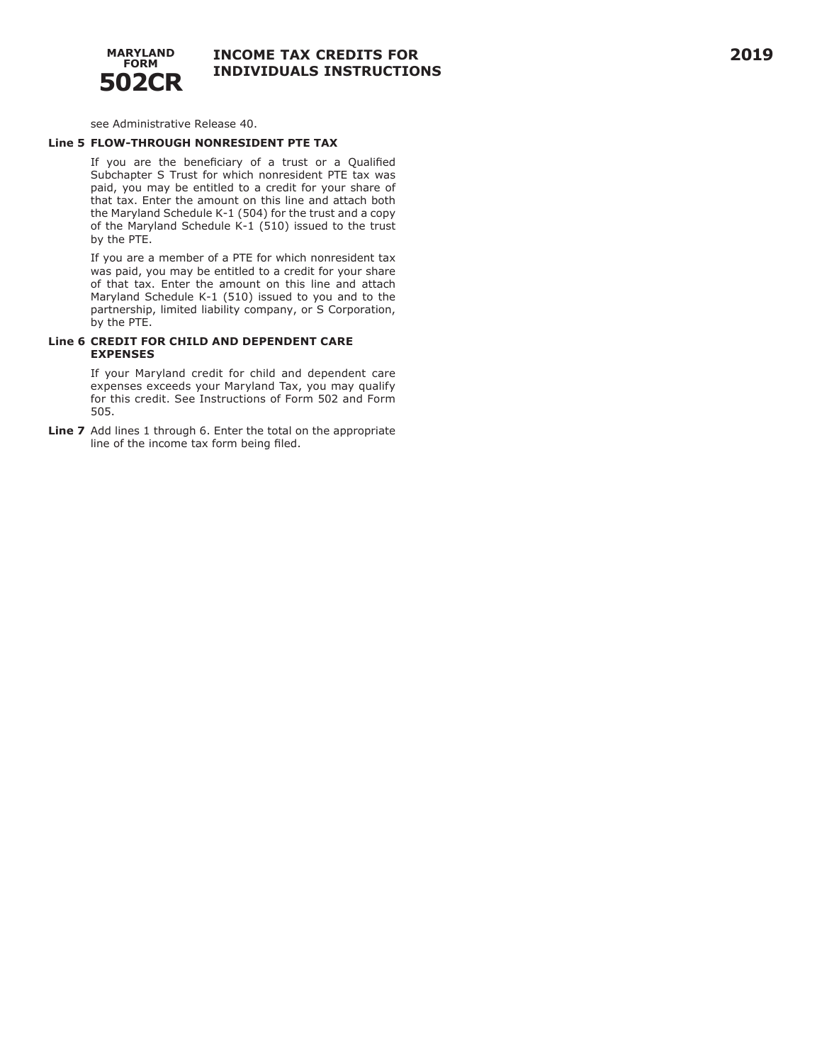see Administrative Release 40.

**Line 5 FLOW-THROUGH NONRESIDENT PTE TAX**

If you are the beneficiary of a trust or a Qualified Subchapter S Trust for which nonresident PTE tax was paid, you may be entitled to a credit for your share of that tax. Enter the amount on this line and attach both the Maryland Schedule K-1 (504) for the trust and a copy of the Maryland Schedule K-1 (510) issued to the trust by the PTE.

If you are a member of a PTE for which nonresident tax was paid, you may be entitled to a credit for your share of that tax. Enter the amount on this line and attach Maryland Schedule K-1 (510) issued to you and to the partnership, limited liability company, or S Corporation, by the PTE.

**Line 6 CREDIT FOR CHILD AND DEPENDENT CARE EXPENSES**

If your Maryland credit for child and dependent care expenses exceeds your Maryland Tax, you may qualify for this credit. See Instructions of Form 502 and Form 505.

**Line 7** Add lines 1 through 6. Enter the total on the appropriate line of the income tax form being filed.